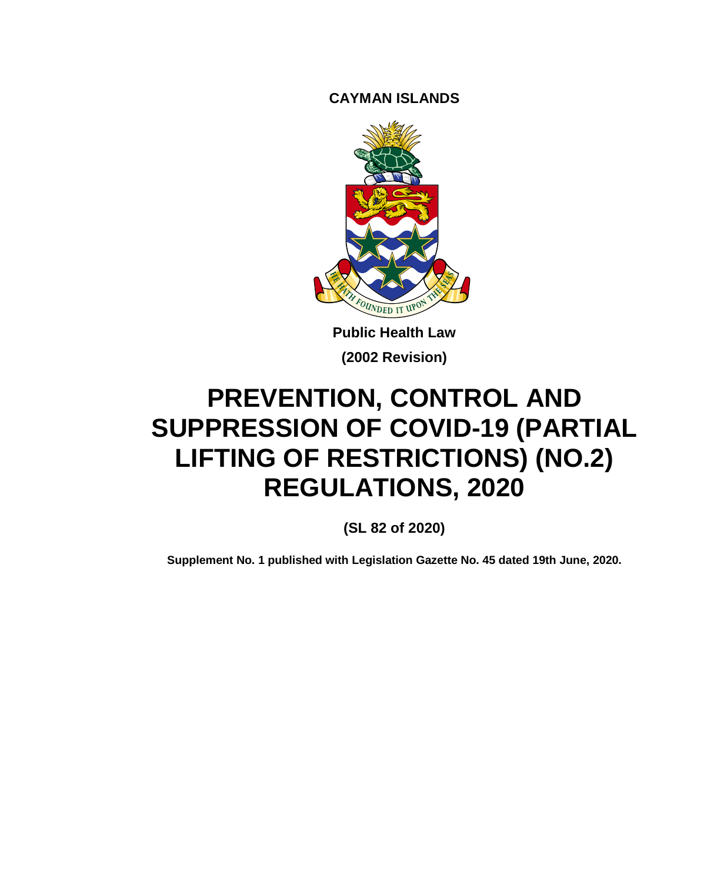**CAYMAN ISLANDS**

**Public Health Law**

**(2002 Revision)**

# PREVENTION, CONTROL AND SUPPRESSION OF COVID-19 (PARTIAL LIFTING OF RESTRICTIONS) (NO.2) REGULATIONS, 2020

**(SL 82 of 2020)**

**Supplement No. 1 published with Legislation Gazette No. 45 dated 19th June, 2020.**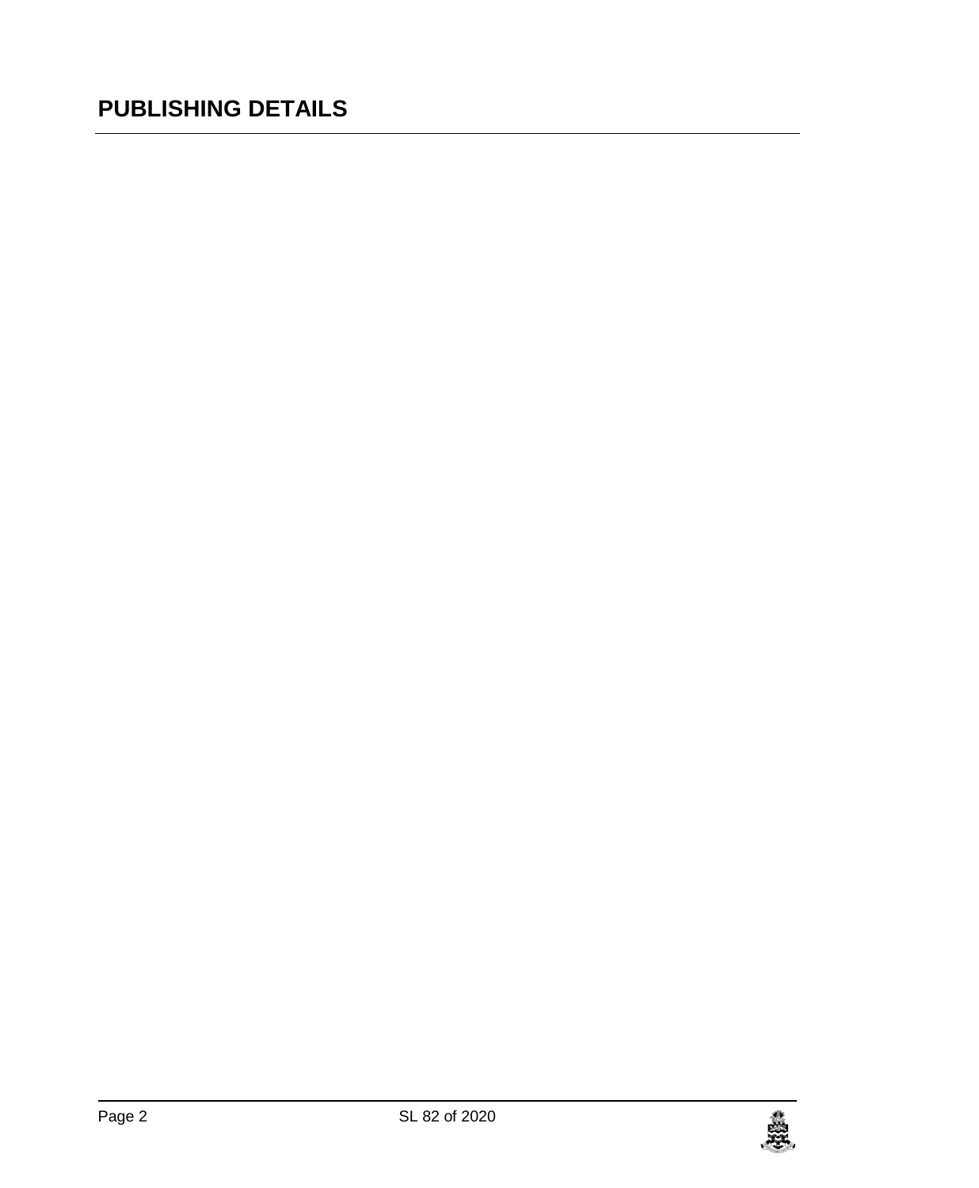# PUBLISHING DETAILS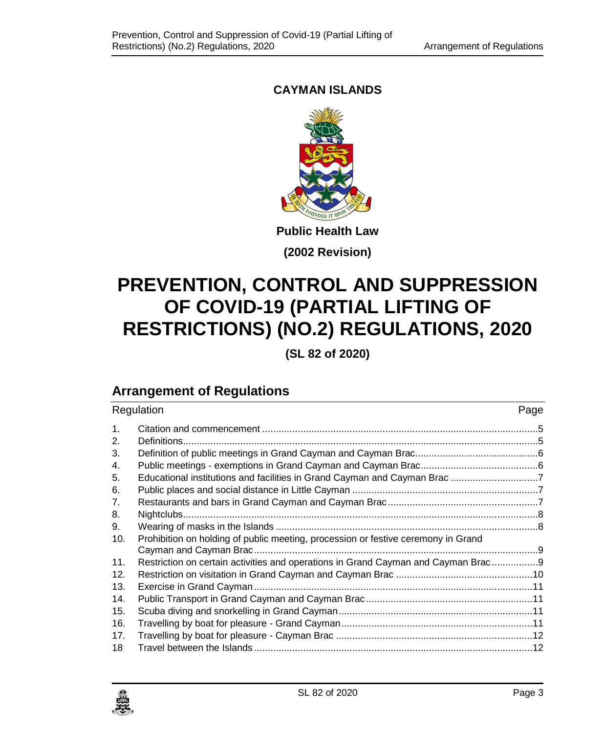**CAYMAN ISLANDS**

**Public Health Law**

**(2002 Revision)**

# PREVENTION, CONTROL AND SUPPRESSION OF COVID-19 (PARTIAL LIFTING OF RESTRICTIONS) (NO.2) REGULATIONS, 2020

**(SL 82 of 2020)**

## Arrangement of Regulations

| Regulation | | Page |
|---|---|---|
| 1. | Citation and commencement | 5 |
| 2. | Definitions | 5 |
| 3. | Definition of public meetings in Grand Cayman and Cayman Brac | 6 |
| 4. | Public meetings - exemptions in Grand Cayman and Cayman Brac | 6 |
| 5. | Educational institutions and facilities in Grand Cayman and Cayman Brac | 7 |
| 6. | Public places and social distance in Little Cayman | 7 |
| 7. | Restaurants and bars in Grand Cayman and Cayman Brac | 7 |
| 8. | Nightclubs | 8 |
| 9. | Wearing of masks in the Islands | 8 |
| 10. | Prohibition on holding of public meeting, procession or festive ceremony in Grand Cayman and Cayman Brac | 9 |
| 11. | Restriction on certain activities and operations in Grand Cayman and Cayman Brac | 9 |
| 12. | Restriction on visitation in Grand Cayman and Cayman Brac | 10 |
| 13. | Exercise in Grand Cayman | 11 |
| 14. | Public Transport in Grand Cayman and Cayman Brac | 11 |
| 15. | Scuba diving and snorkelling in Grand Cayman | 11 |
| 16. | Travelling by boat for pleasure - Grand Cayman | 11 |
| 17. | Travelling by boat for pleasure - Cayman Brac | 12 |
| 18 | Travel between the Islands | 12 |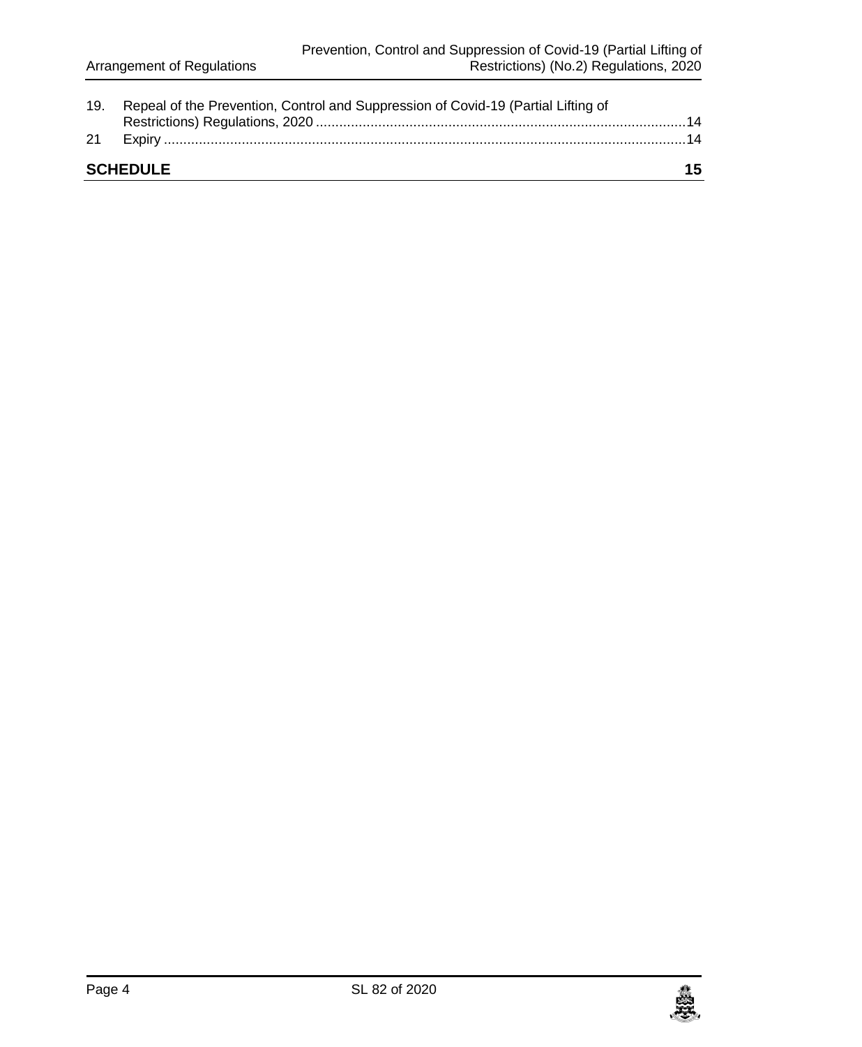| | | |
|---|---|---|
| 19. | Repeal of the Prevention, Control and Suppression of Covid-19 (Partial Lifting of Restrictions) Regulations, 2020 | 14 |
| 21 | Expiry | 14 |

**SCHEDULE** 15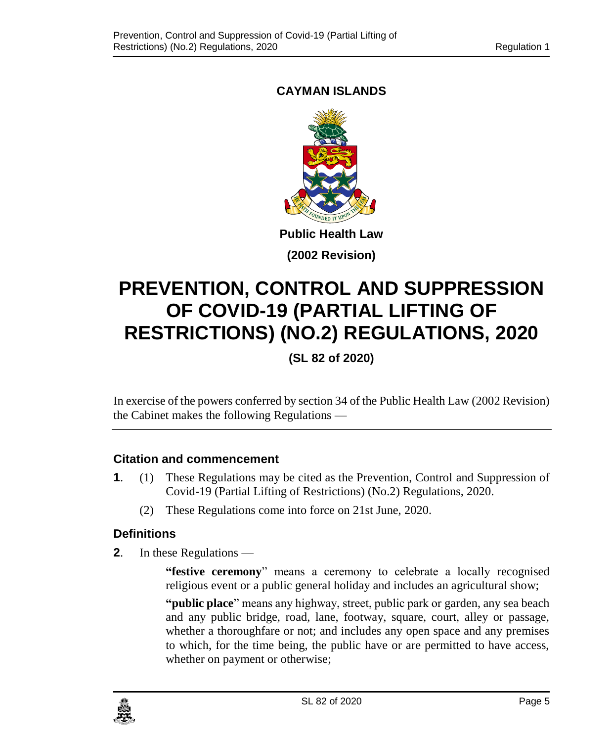**CAYMAN ISLANDS**

**Public Health Law**

**(2002 Revision)**

# PREVENTION, CONTROL AND SUPPRESSION OF COVID-19 (PARTIAL LIFTING OF RESTRICTIONS) (NO.2) REGULATIONS, 2020

**(SL 82 of 2020)**

In exercise of the powers conferred by section 34 of the Public Health Law (2002 Revision) the Cabinet makes the following Regulations —

### Citation and commencement

**1**. (1) These Regulations may be cited as the Prevention, Control and Suppression of Covid-19 (Partial Lifting of Restrictions) (No.2) Regulations, 2020.

(2) These Regulations come into force on 21st June, 2020.

### Definitions

**2**. In these Regulations —

"**festive ceremony**" means a ceremony to celebrate a locally recognised religious event or a public general holiday and includes an agricultural show;

"**public place**" means any highway, street, public park or garden, any sea beach and any public bridge, road, lane, footway, square, court, alley or passage, whether a thoroughfare or not; and includes any open space and any premises to which, for the time being, the public have or are permitted to have access, whether on payment or otherwise;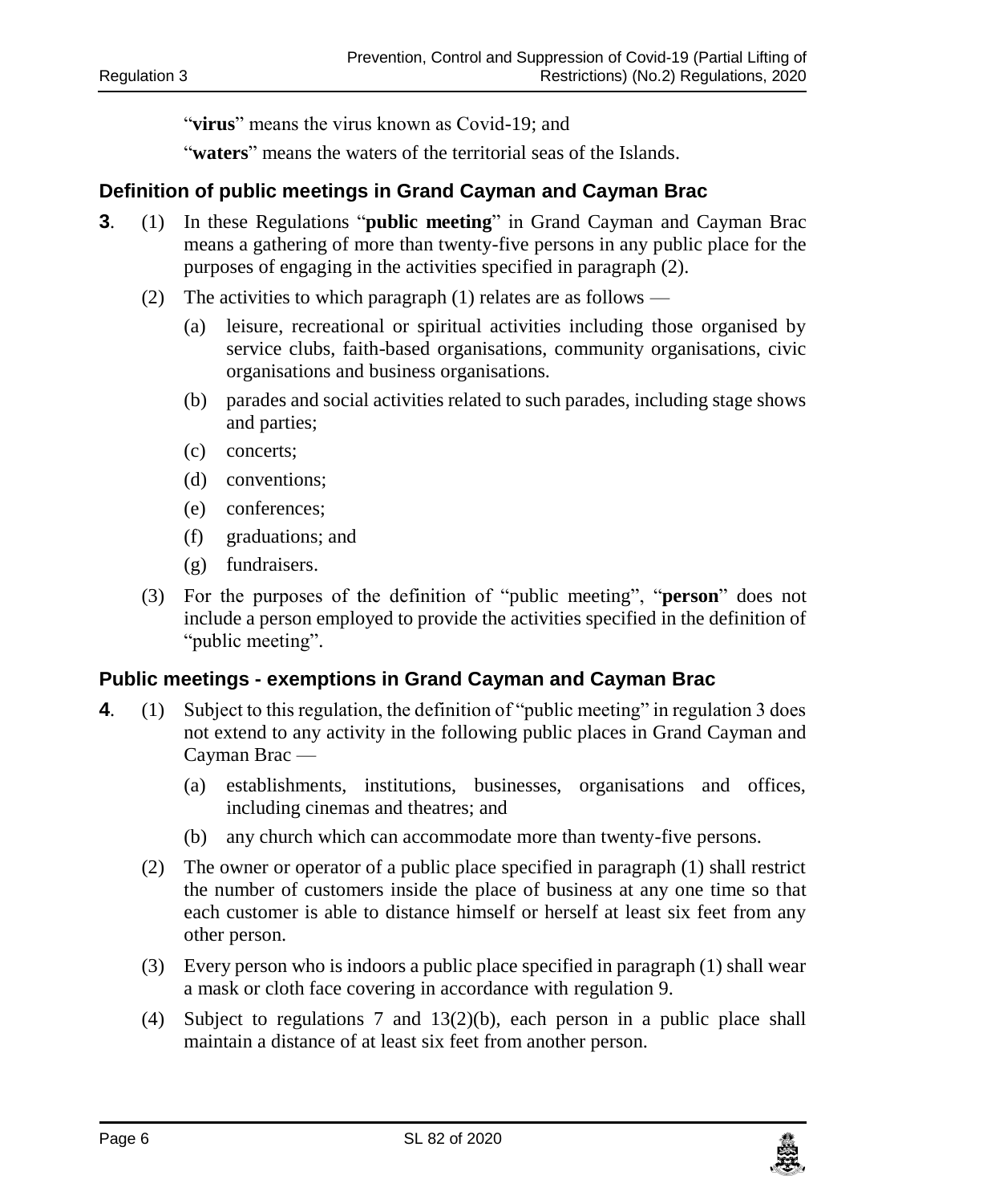"**virus**" means the virus known as Covid-19; and

"**waters**" means the waters of the territorial seas of the Islands.

### Definition of public meetings in Grand Cayman and Cayman Brac

**3**. (1) In these Regulations "**public meeting**" in Grand Cayman and Cayman Brac means a gathering of more than twenty-five persons in any public place for the purposes of engaging in the activities specified in paragraph (2).

(2) The activities to which paragraph (1) relates are as follows —

- (a) leisure, recreational or spiritual activities including those organised by service clubs, faith-based organisations, community organisations, civic organisations and business organisations.
- (b) parades and social activities related to such parades, including stage shows and parties;
- (c) concerts;
- (d) conventions;
- (e) conferences;
- (f) graduations; and
- (g) fundraisers.

(3) For the purposes of the definition of "public meeting", "**person**" does not include a person employed to provide the activities specified in the definition of "public meeting".

### Public meetings - exemptions in Grand Cayman and Cayman Brac

**4**. (1) Subject to this regulation, the definition of "public meeting" in regulation 3 does not extend to any activity in the following public places in Grand Cayman and Cayman Brac —

- (a) establishments, institutions, businesses, organisations and offices, including cinemas and theatres; and
- (b) any church which can accommodate more than twenty-five persons.

(2) The owner or operator of a public place specified in paragraph (1) shall restrict the number of customers inside the place of business at any one time so that each customer is able to distance himself or herself at least six feet from any other person.

(3) Every person who is indoors a public place specified in paragraph (1) shall wear a mask or cloth face covering in accordance with regulation 9.

(4) Subject to regulations 7 and 13(2)(b), each person in a public place shall maintain a distance of at least six feet from another person.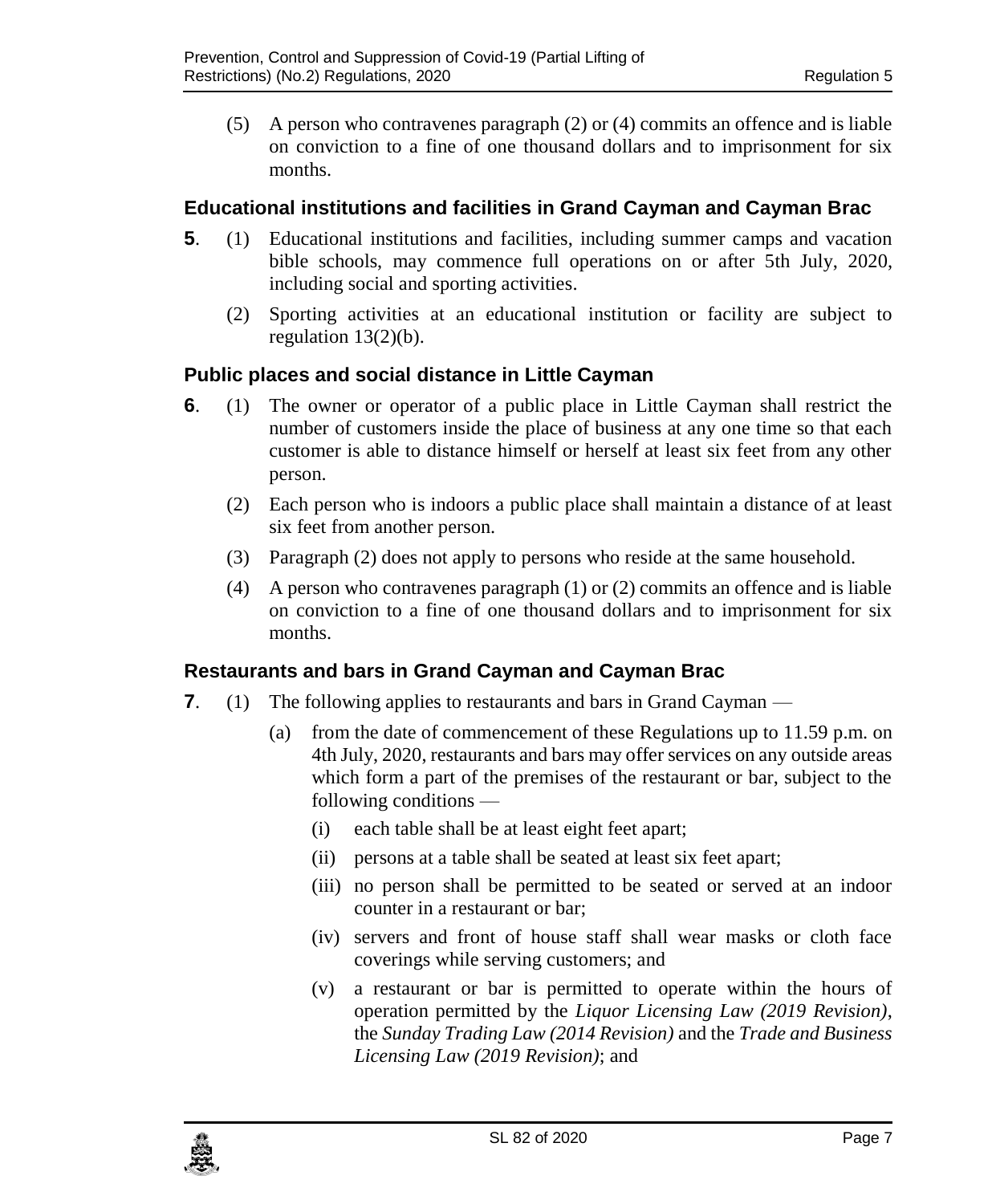(5) A person who contravenes paragraph (2) or (4) commits an offence and is liable on conviction to a fine of one thousand dollars and to imprisonment for six months.

### Educational institutions and facilities in Grand Cayman and Cayman Brac

**5**. (1) Educational institutions and facilities, including summer camps and vacation bible schools, may commence full operations on or after 5th July, 2020, including social and sporting activities.

(2) Sporting activities at an educational institution or facility are subject to regulation 13(2)(b).

### Public places and social distance in Little Cayman

**6**. (1) The owner or operator of a public place in Little Cayman shall restrict the number of customers inside the place of business at any one time so that each customer is able to distance himself or herself at least six feet from any other person.

(2) Each person who is indoors a public place shall maintain a distance of at least six feet from another person.

(3) Paragraph (2) does not apply to persons who reside at the same household.

(4) A person who contravenes paragraph (1) or (2) commits an offence and is liable on conviction to a fine of one thousand dollars and to imprisonment for six months.

### Restaurants and bars in Grand Cayman and Cayman Brac

**7**. (1) The following applies to restaurants and bars in Grand Cayman —

(a) from the date of commencement of these Regulations up to 11.59 p.m. on 4th July, 2020, restaurants and bars may offer services on any outside areas which form a part of the premises of the restaurant or bar, subject to the following conditions —

(i) each table shall be at least eight feet apart;

(ii) persons at a table shall be seated at least six feet apart;

(iii) no person shall be permitted to be seated or served at an indoor counter in a restaurant or bar;

(iv) servers and front of house staff shall wear masks or cloth face coverings while serving customers; and

(v) a restaurant or bar is permitted to operate within the hours of operation permitted by the *Liquor Licensing Law (2019 Revision)*, the *Sunday Trading Law (2014 Revision)* and the *Trade and Business Licensing Law (2019 Revision)*; and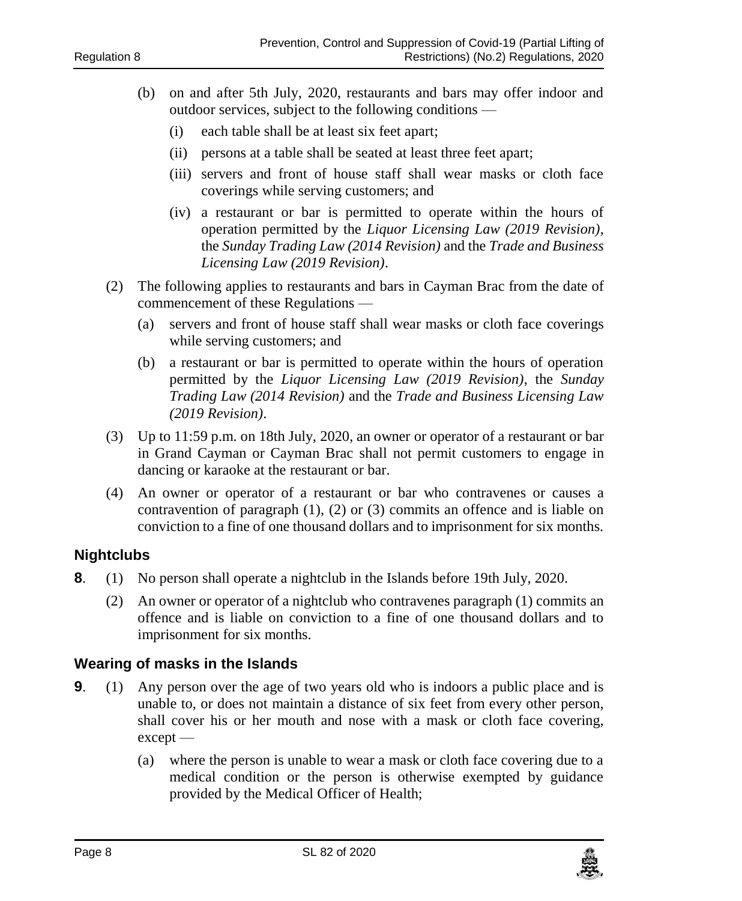(b) on and after 5th July, 2020, restaurants and bars may offer indoor and outdoor services, subject to the following conditions —

  (i) each table shall be at least six feet apart;

  (ii) persons at a table shall be seated at least three feet apart;

  (iii) servers and front of house staff shall wear masks or cloth face coverings while serving customers; and

  (iv) a restaurant or bar is permitted to operate within the hours of operation permitted by the *Liquor Licensing Law (2019 Revision)*, the *Sunday Trading Law (2014 Revision)* and the *Trade and Business Licensing Law (2019 Revision)*.

(2) The following applies to restaurants and bars in Cayman Brac from the date of commencement of these Regulations —

  (a) servers and front of house staff shall wear masks or cloth face coverings while serving customers; and

  (b) a restaurant or bar is permitted to operate within the hours of operation permitted by the *Liquor Licensing Law (2019 Revision)*, the *Sunday Trading Law (2014 Revision)* and the *Trade and Business Licensing Law (2019 Revision)*.

(3) Up to 11:59 p.m. on 18th July, 2020, an owner or operator of a restaurant or bar in Grand Cayman or Cayman Brac shall not permit customers to engage in dancing or karaoke at the restaurant or bar.

(4) An owner or operator of a restaurant or bar who contravenes or causes a contravention of paragraph (1), (2) or (3) commits an offence and is liable on conviction to a fine of one thousand dollars and to imprisonment for six months.

### Nightclubs

**8**. (1) No person shall operate a nightclub in the Islands before 19th July, 2020.

(2) An owner or operator of a nightclub who contravenes paragraph (1) commits an offence and is liable on conviction to a fine of one thousand dollars and to imprisonment for six months.

### Wearing of masks in the Islands

**9**. (1) Any person over the age of two years old who is indoors a public place and is unable to, or does not maintain a distance of six feet from every other person, shall cover his or her mouth and nose with a mask or cloth face covering, except —

  (a) where the person is unable to wear a mask or cloth face covering due to a medical condition or the person is otherwise exempted by guidance provided by the Medical Officer of Health;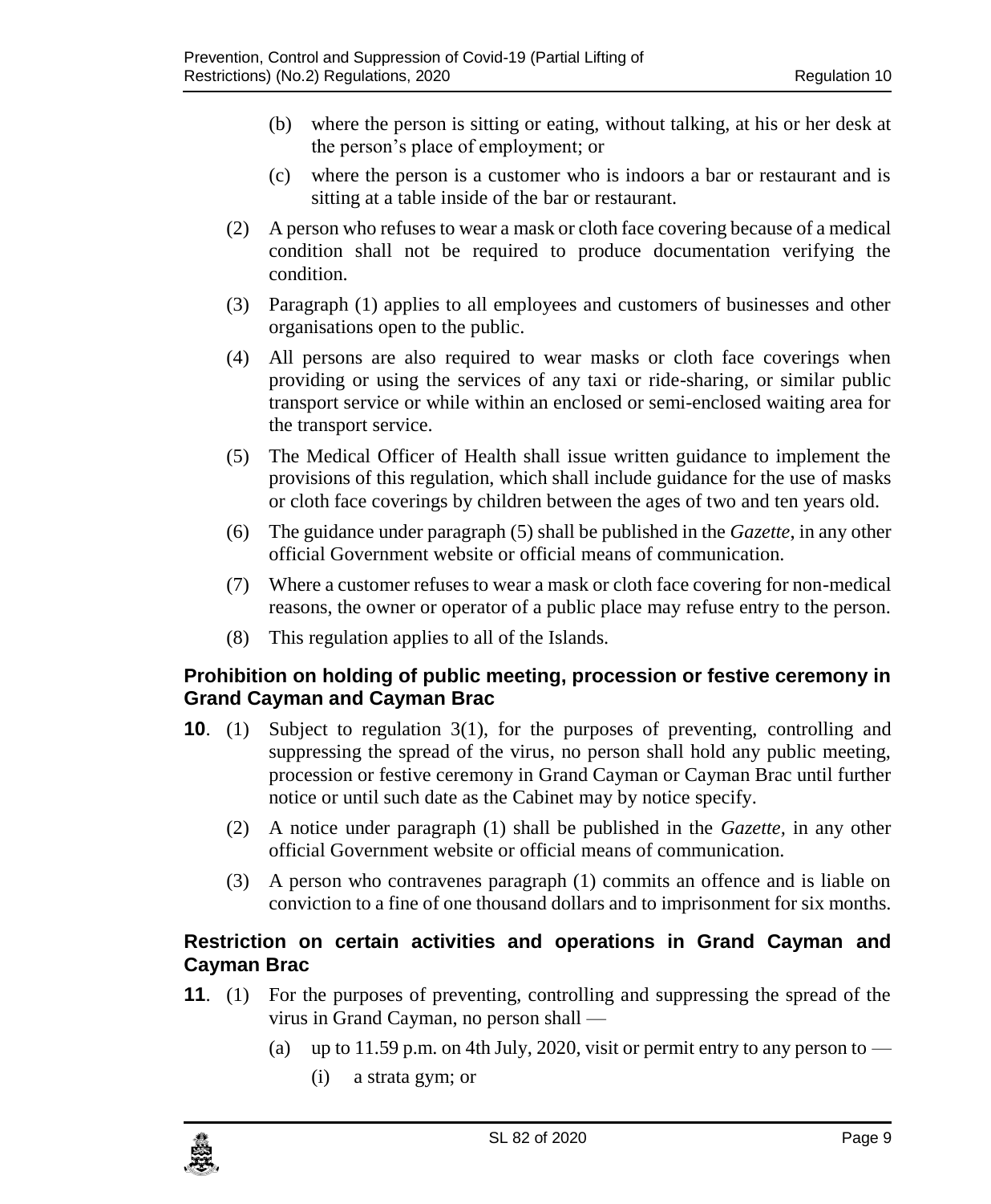(b) where the person is sitting or eating, without talking, at his or her desk at the person's place of employment; or

(c) where the person is a customer who is indoors a bar or restaurant and is sitting at a table inside of the bar or restaurant.

(2) A person who refuses to wear a mask or cloth face covering because of a medical condition shall not be required to produce documentation verifying the condition.

(3) Paragraph (1) applies to all employees and customers of businesses and other organisations open to the public.

(4) All persons are also required to wear masks or cloth face coverings when providing or using the services of any taxi or ride-sharing, or similar public transport service or while within an enclosed or semi-enclosed waiting area for the transport service.

(5) The Medical Officer of Health shall issue written guidance to implement the provisions of this regulation, which shall include guidance for the use of masks or cloth face coverings by children between the ages of two and ten years old.

(6) The guidance under paragraph (5) shall be published in the *Gazette*, in any other official Government website or official means of communication.

(7) Where a customer refuses to wear a mask or cloth face covering for non-medical reasons, the owner or operator of a public place may refuse entry to the person.

(8) This regulation applies to all of the Islands.

### Prohibition on holding of public meeting, procession or festive ceremony in Grand Cayman and Cayman Brac

**10**. (1) Subject to regulation 3(1), for the purposes of preventing, controlling and suppressing the spread of the virus, no person shall hold any public meeting, procession or festive ceremony in Grand Cayman or Cayman Brac until further notice or until such date as the Cabinet may by notice specify.

(2) A notice under paragraph (1) shall be published in the *Gazette*, in any other official Government website or official means of communication.

(3) A person who contravenes paragraph (1) commits an offence and is liable on conviction to a fine of one thousand dollars and to imprisonment for six months.

### Restriction on certain activities and operations in Grand Cayman and Cayman Brac

**11**. (1) For the purposes of preventing, controlling and suppressing the spread of the virus in Grand Cayman, no person shall —

(a) up to 11.59 p.m. on 4th July, 2020, visit or permit entry to any person to —

(i) a strata gym; or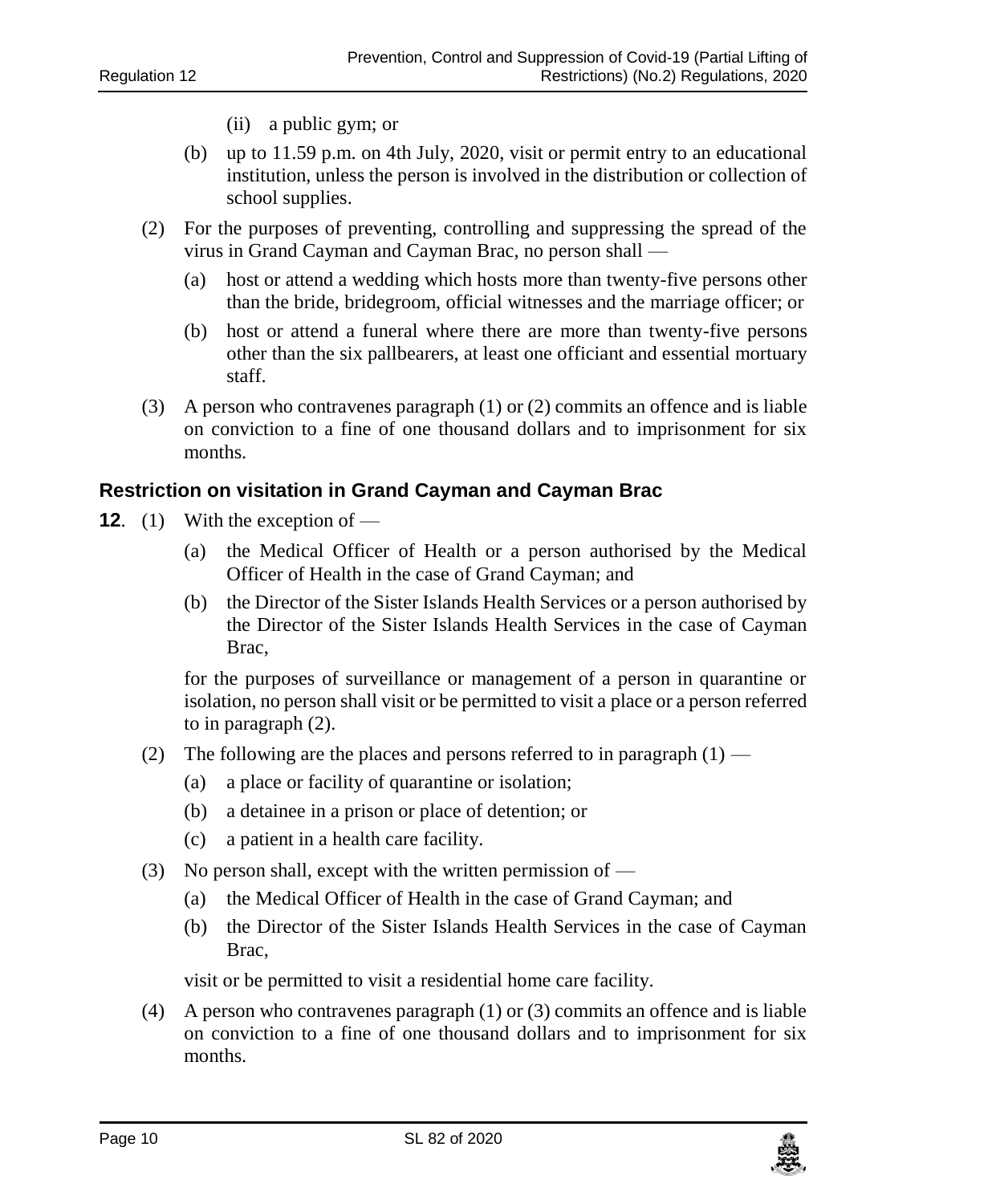(ii) a public gym; or

(b) up to 11.59 p.m. on 4th July, 2020, visit or permit entry to an educational institution, unless the person is involved in the distribution or collection of school supplies.

(2) For the purposes of preventing, controlling and suppressing the spread of the virus in Grand Cayman and Cayman Brac, no person shall —

(a) host or attend a wedding which hosts more than twenty-five persons other than the bride, bridegroom, official witnesses and the marriage officer; or

(b) host or attend a funeral where there are more than twenty-five persons other than the six pallbearers, at least one officiant and essential mortuary staff.

(3) A person who contravenes paragraph (1) or (2) commits an offence and is liable on conviction to a fine of one thousand dollars and to imprisonment for six months.

### Restriction on visitation in Grand Cayman and Cayman Brac

**12**. (1) With the exception of —

(a) the Medical Officer of Health or a person authorised by the Medical Officer of Health in the case of Grand Cayman; and

(b) the Director of the Sister Islands Health Services or a person authorised by the Director of the Sister Islands Health Services in the case of Cayman Brac,

for the purposes of surveillance or management of a person in quarantine or isolation, no person shall visit or be permitted to visit a place or a person referred to in paragraph (2).

(2) The following are the places and persons referred to in paragraph (1) —

(a) a place or facility of quarantine or isolation;

(b) a detainee in a prison or place of detention; or

(c) a patient in a health care facility.

(3) No person shall, except with the written permission of —

(a) the Medical Officer of Health in the case of Grand Cayman; and

(b) the Director of the Sister Islands Health Services in the case of Cayman Brac,

visit or be permitted to visit a residential home care facility.

(4) A person who contravenes paragraph (1) or (3) commits an offence and is liable on conviction to a fine of one thousand dollars and to imprisonment for six months.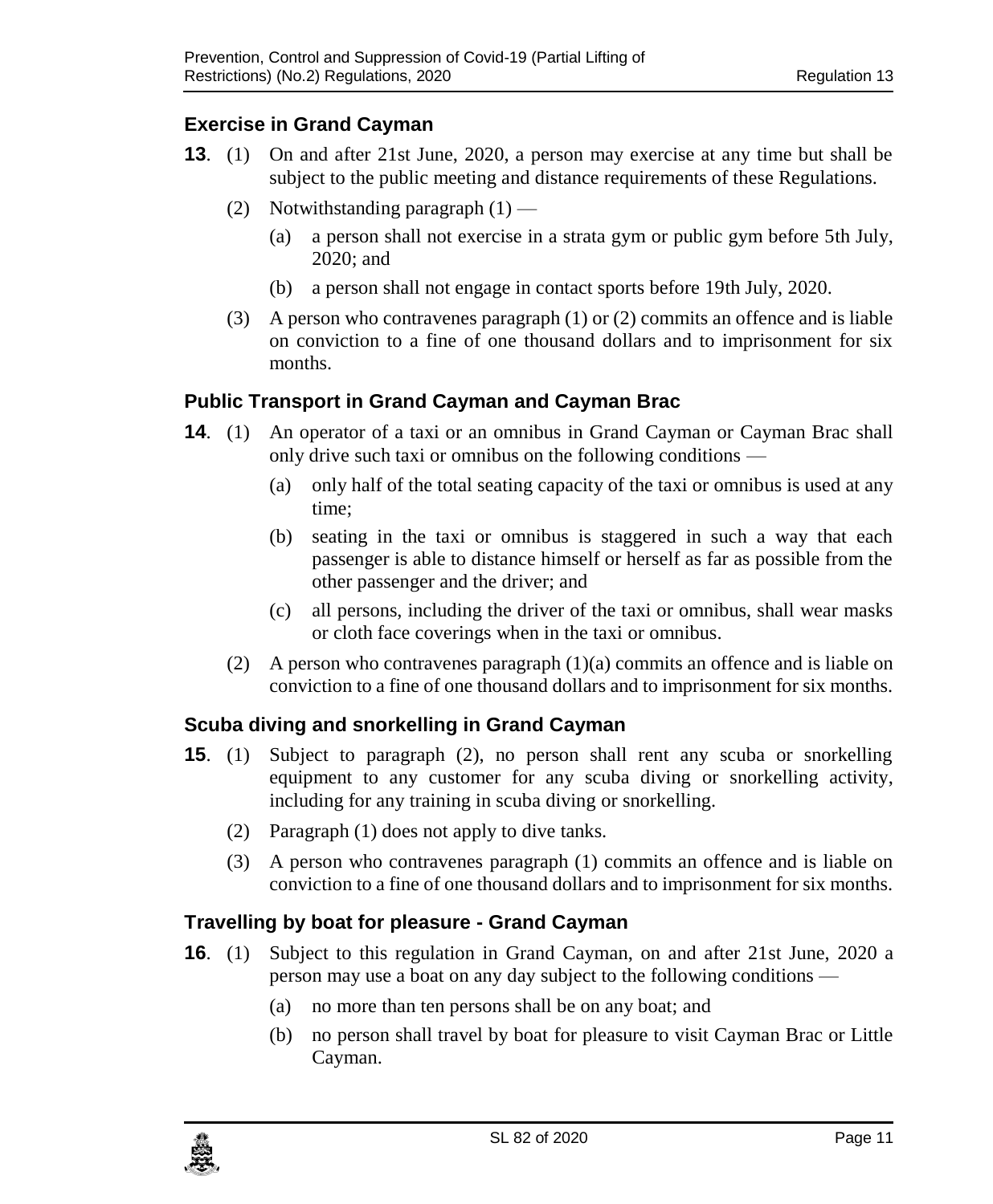## Exercise in Grand Cayman

**13**. (1) On and after 21st June, 2020, a person may exercise at any time but shall be subject to the public meeting and distance requirements of these Regulations.

(2) Notwithstanding paragraph (1) —

(a) a person shall not exercise in a strata gym or public gym before 5th July, 2020; and

(b) a person shall not engage in contact sports before 19th July, 2020.

(3) A person who contravenes paragraph (1) or (2) commits an offence and is liable on conviction to a fine of one thousand dollars and to imprisonment for six months.

## Public Transport in Grand Cayman and Cayman Brac

**14**. (1) An operator of a taxi or an omnibus in Grand Cayman or Cayman Brac shall only drive such taxi or omnibus on the following conditions —

(a) only half of the total seating capacity of the taxi or omnibus is used at any time;

(b) seating in the taxi or omnibus is staggered in such a way that each passenger is able to distance himself or herself as far as possible from the other passenger and the driver; and

(c) all persons, including the driver of the taxi or omnibus, shall wear masks or cloth face coverings when in the taxi or omnibus.

(2) A person who contravenes paragraph (1)(a) commits an offence and is liable on conviction to a fine of one thousand dollars and to imprisonment for six months.

## Scuba diving and snorkelling in Grand Cayman

**15**. (1) Subject to paragraph (2), no person shall rent any scuba or snorkelling equipment to any customer for any scuba diving or snorkelling activity, including for any training in scuba diving or snorkelling.

(2) Paragraph (1) does not apply to dive tanks.

(3) A person who contravenes paragraph (1) commits an offence and is liable on conviction to a fine of one thousand dollars and to imprisonment for six months.

## Travelling by boat for pleasure - Grand Cayman

**16**. (1) Subject to this regulation in Grand Cayman, on and after 21st June, 2020 a person may use a boat on any day subject to the following conditions —

(a) no more than ten persons shall be on any boat; and

(b) no person shall travel by boat for pleasure to visit Cayman Brac or Little Cayman.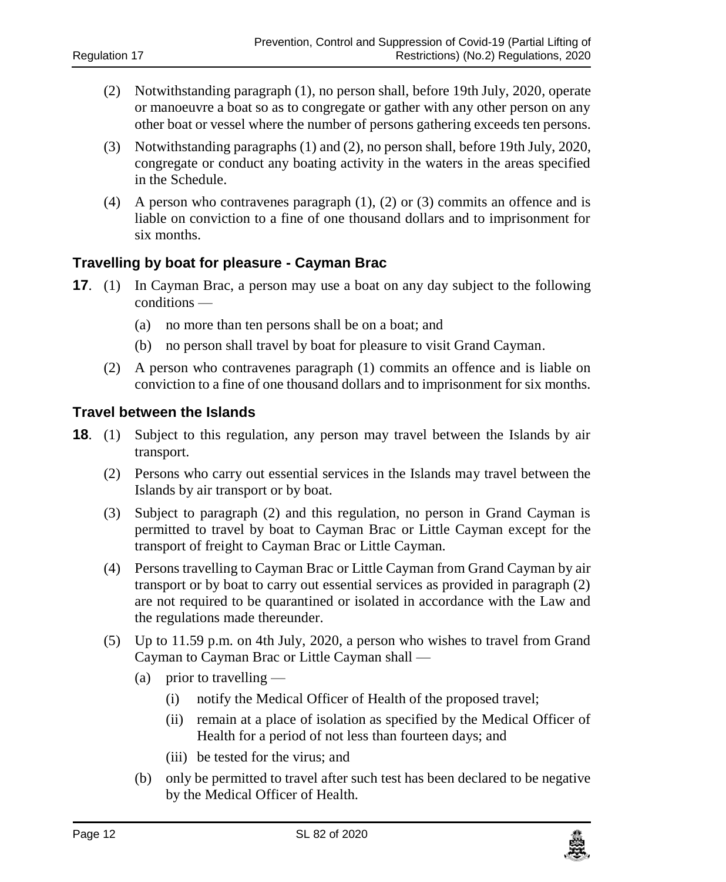(2) Notwithstanding paragraph (1), no person shall, before 19th July, 2020, operate or manoeuvre a boat so as to congregate or gather with any other person on any other boat or vessel where the number of persons gathering exceeds ten persons.

(3) Notwithstanding paragraphs (1) and (2), no person shall, before 19th July, 2020, congregate or conduct any boating activity in the waters in the areas specified in the Schedule.

(4) A person who contravenes paragraph (1), (2) or (3) commits an offence and is liable on conviction to a fine of one thousand dollars and to imprisonment for six months.

### Travelling by boat for pleasure - Cayman Brac

**17**. (1) In Cayman Brac, a person may use a boat on any day subject to the following conditions —

(a) no more than ten persons shall be on a boat; and

(b) no person shall travel by boat for pleasure to visit Grand Cayman.

(2) A person who contravenes paragraph (1) commits an offence and is liable on conviction to a fine of one thousand dollars and to imprisonment for six months.

### Travel between the Islands

**18**. (1) Subject to this regulation, any person may travel between the Islands by air transport.

(2) Persons who carry out essential services in the Islands may travel between the Islands by air transport or by boat.

(3) Subject to paragraph (2) and this regulation, no person in Grand Cayman is permitted to travel by boat to Cayman Brac or Little Cayman except for the transport of freight to Cayman Brac or Little Cayman.

(4) Persons travelling to Cayman Brac or Little Cayman from Grand Cayman by air transport or by boat to carry out essential services as provided in paragraph (2) are not required to be quarantined or isolated in accordance with the Law and the regulations made thereunder.

(5) Up to 11.59 p.m. on 4th July, 2020, a person who wishes to travel from Grand Cayman to Cayman Brac or Little Cayman shall —

(a) prior to travelling —

(i) notify the Medical Officer of Health of the proposed travel;

(ii) remain at a place of isolation as specified by the Medical Officer of Health for a period of not less than fourteen days; and

(iii) be tested for the virus; and

(b) only be permitted to travel after such test has been declared to be negative by the Medical Officer of Health.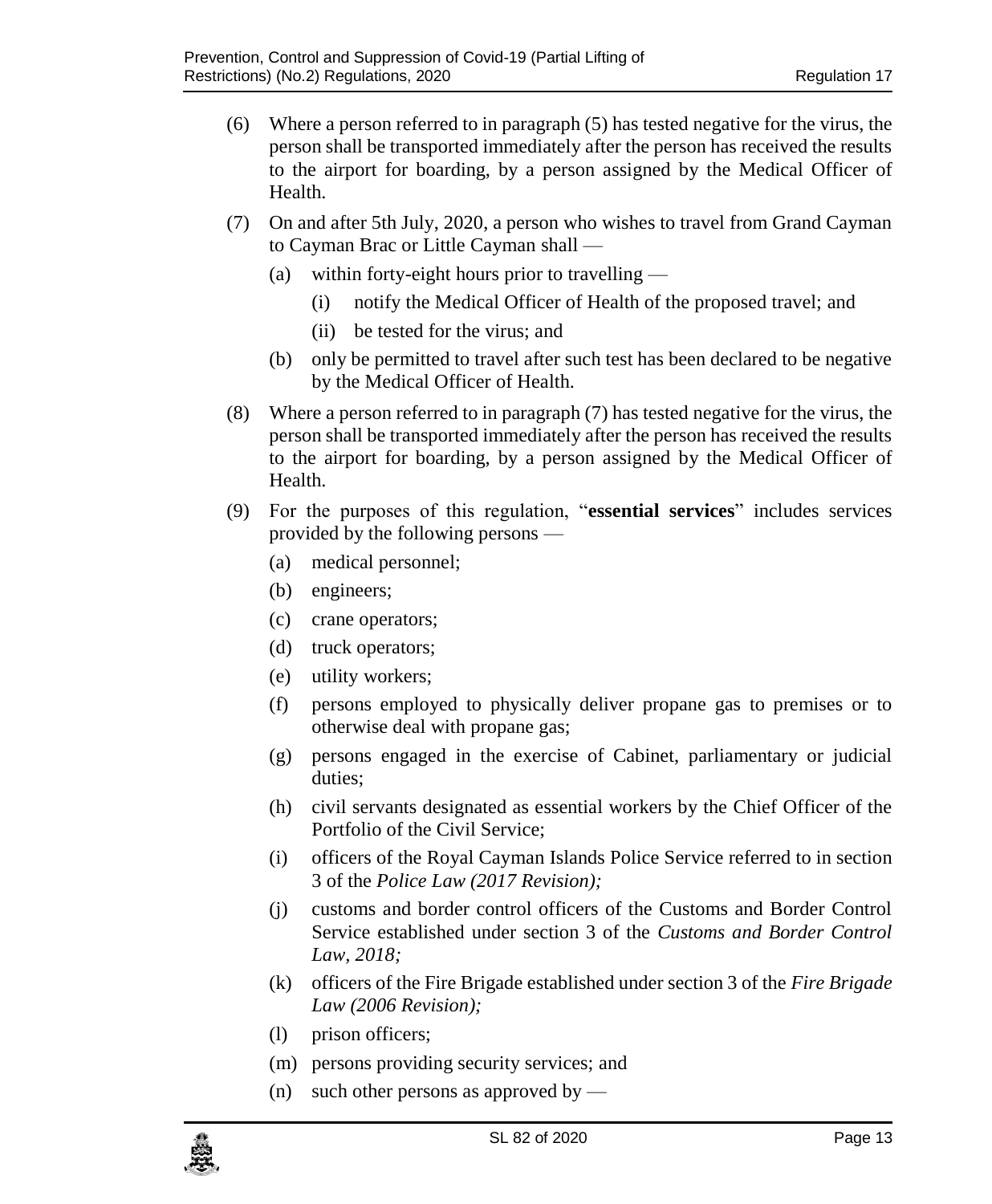(6) Where a person referred to in paragraph (5) has tested negative for the virus, the person shall be transported immediately after the person has received the results to the airport for boarding, by a person assigned by the Medical Officer of Health.

(7) On and after 5th July, 2020, a person who wishes to travel from Grand Cayman to Cayman Brac or Little Cayman shall —

- (a) within forty-eight hours prior to travelling —
  - (i) notify the Medical Officer of Health of the proposed travel; and
  - (ii) be tested for the virus; and
- (b) only be permitted to travel after such test has been declared to be negative by the Medical Officer of Health.

(8) Where a person referred to in paragraph (7) has tested negative for the virus, the person shall be transported immediately after the person has received the results to the airport for boarding, by a person assigned by the Medical Officer of Health.

(9) For the purposes of this regulation, "**essential services**" includes services provided by the following persons —

- (a) medical personnel;
- (b) engineers;
- (c) crane operators;
- (d) truck operators;
- (e) utility workers;
- (f) persons employed to physically deliver propane gas to premises or to otherwise deal with propane gas;
- (g) persons engaged in the exercise of Cabinet, parliamentary or judicial duties;
- (h) civil servants designated as essential workers by the Chief Officer of the Portfolio of the Civil Service;
- (i) officers of the Royal Cayman Islands Police Service referred to in section 3 of the *Police Law (2017 Revision);*
- (j) customs and border control officers of the Customs and Border Control Service established under section 3 of the *Customs and Border Control Law, 2018;*
- (k) officers of the Fire Brigade established under section 3 of the *Fire Brigade Law (2006 Revision);*
- (l) prison officers;
- (m) persons providing security services; and
- (n) such other persons as approved by —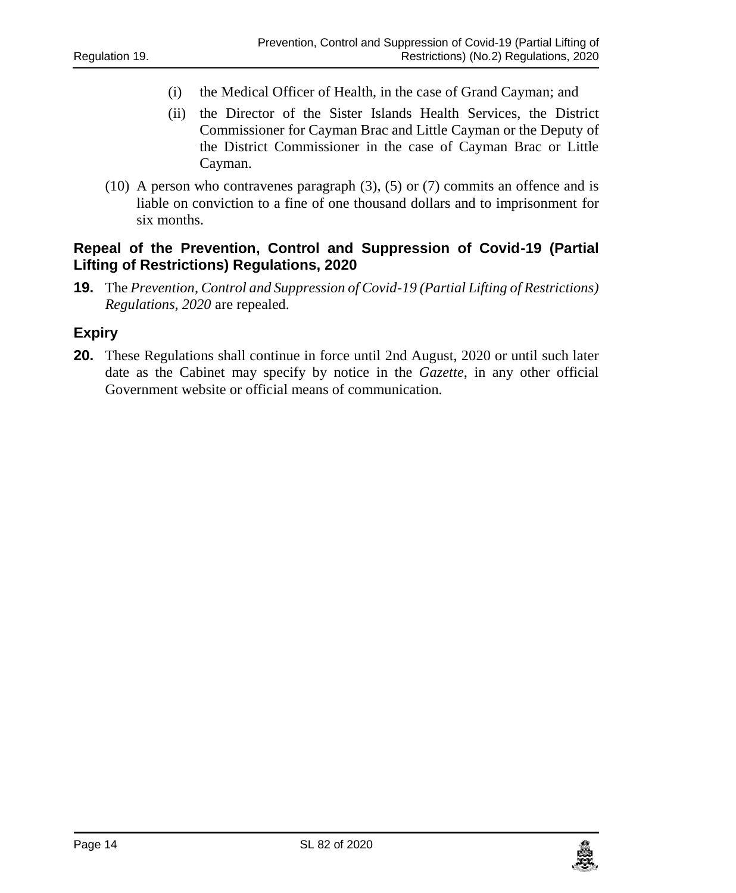(i) the Medical Officer of Health, in the case of Grand Cayman; and

(ii) the Director of the Sister Islands Health Services, the District Commissioner for Cayman Brac and Little Cayman or the Deputy of the District Commissioner in the case of Cayman Brac or Little Cayman.

(10) A person who contravenes paragraph (3), (5) or (7) commits an offence and is liable on conviction to a fine of one thousand dollars and to imprisonment for six months.

### Repeal of the Prevention, Control and Suppression of Covid-19 (Partial Lifting of Restrictions) Regulations, 2020

**19.** The *Prevention, Control and Suppression of Covid-19 (Partial Lifting of Restrictions) Regulations, 2020* are repealed.

### Expiry

**20.** These Regulations shall continue in force until 2nd August, 2020 or until such later date as the Cabinet may specify by notice in the *Gazette*, in any other official Government website or official means of communication.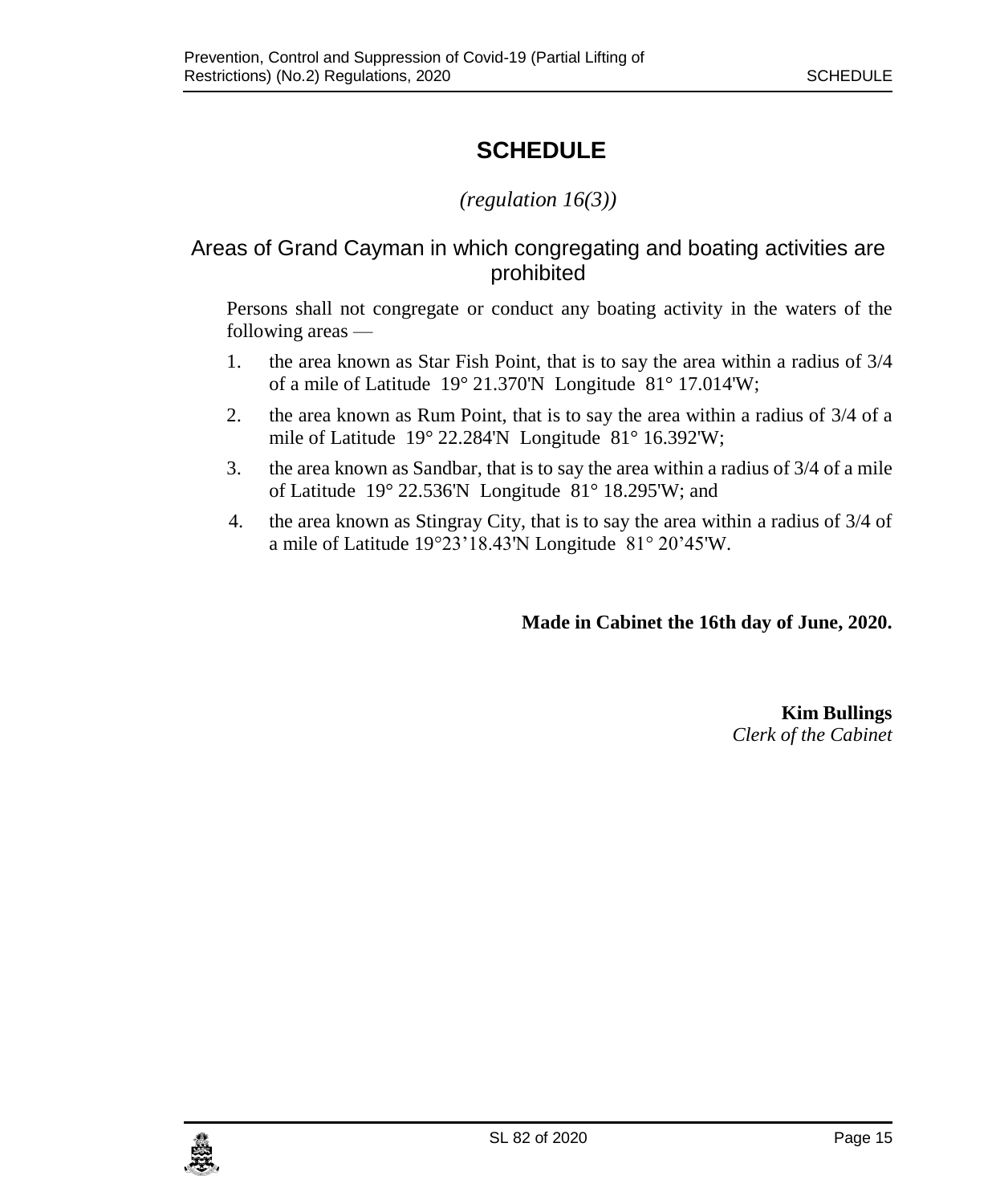# SCHEDULE

*(regulation 16(3))*

## Areas of Grand Cayman in which congregating and boating activities are prohibited

Persons shall not congregate or conduct any boating activity in the waters of the following areas —

1. the area known as Star Fish Point, that is to say the area within a radius of 3/4 of a mile of Latitude 19° 21.370'N Longitude 81° 17.014'W;
2. the area known as Rum Point, that is to say the area within a radius of 3/4 of a mile of Latitude 19° 22.284'N Longitude 81° 16.392'W;
3. the area known as Sandbar, that is to say the area within a radius of 3/4 of a mile of Latitude 19° 22.536'N Longitude 81° 18.295'W; and
4. the area known as Stingray City, that is to say the area within a radius of 3/4 of a mile of Latitude 19°23'18.43'N Longitude 81° 20'45'W.

**Made in Cabinet the 16th day of June, 2020.**

**Kim Bullings**
*Clerk of the Cabinet*